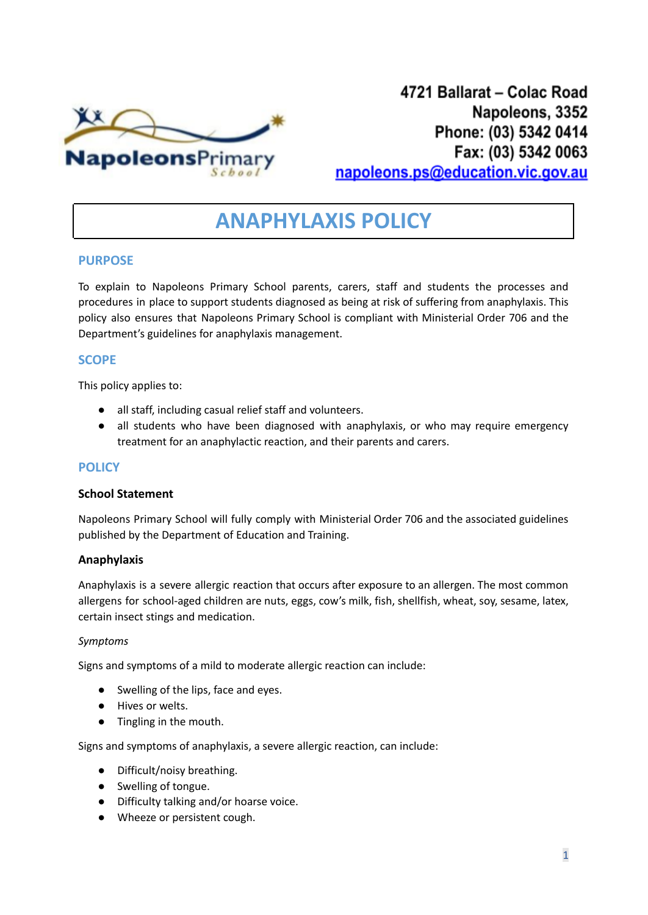4721 Ballarat – Colac Road
Napoleons, 3352
Phone: (03) 5342 0414
Fax: (03) 5342 0063
napoleons.ps@education.vic.gov.au

# ANAPHYLAXIS POLICY

## PURPOSE

To explain to Napoleons Primary School parents, carers, staff and students the processes and procedures in place to support students diagnosed as being at risk of suffering from anaphylaxis. This policy also ensures that Napoleons Primary School is compliant with Ministerial Order 706 and the Department's guidelines for anaphylaxis management.

## SCOPE

This policy applies to:

- all staff, including casual relief staff and volunteers.
- all students who have been diagnosed with anaphylaxis, or who may require emergency treatment for an anaphylactic reaction, and their parents and carers.

## POLICY

### School Statement

Napoleons Primary School will fully comply with Ministerial Order 706 and the associated guidelines published by the Department of Education and Training.

### Anaphylaxis

Anaphylaxis is a severe allergic reaction that occurs after exposure to an allergen. The most common allergens for school-aged children are nuts, eggs, cow's milk, fish, shellfish, wheat, soy, sesame, latex, certain insect stings and medication.

*Symptoms*

Signs and symptoms of a mild to moderate allergic reaction can include:

- Swelling of the lips, face and eyes.
- Hives or welts.
- Tingling in the mouth.

Signs and symptoms of anaphylaxis, a severe allergic reaction, can include:

- Difficult/noisy breathing.
- Swelling of tongue.
- Difficulty talking and/or hoarse voice.
- Wheeze or persistent cough.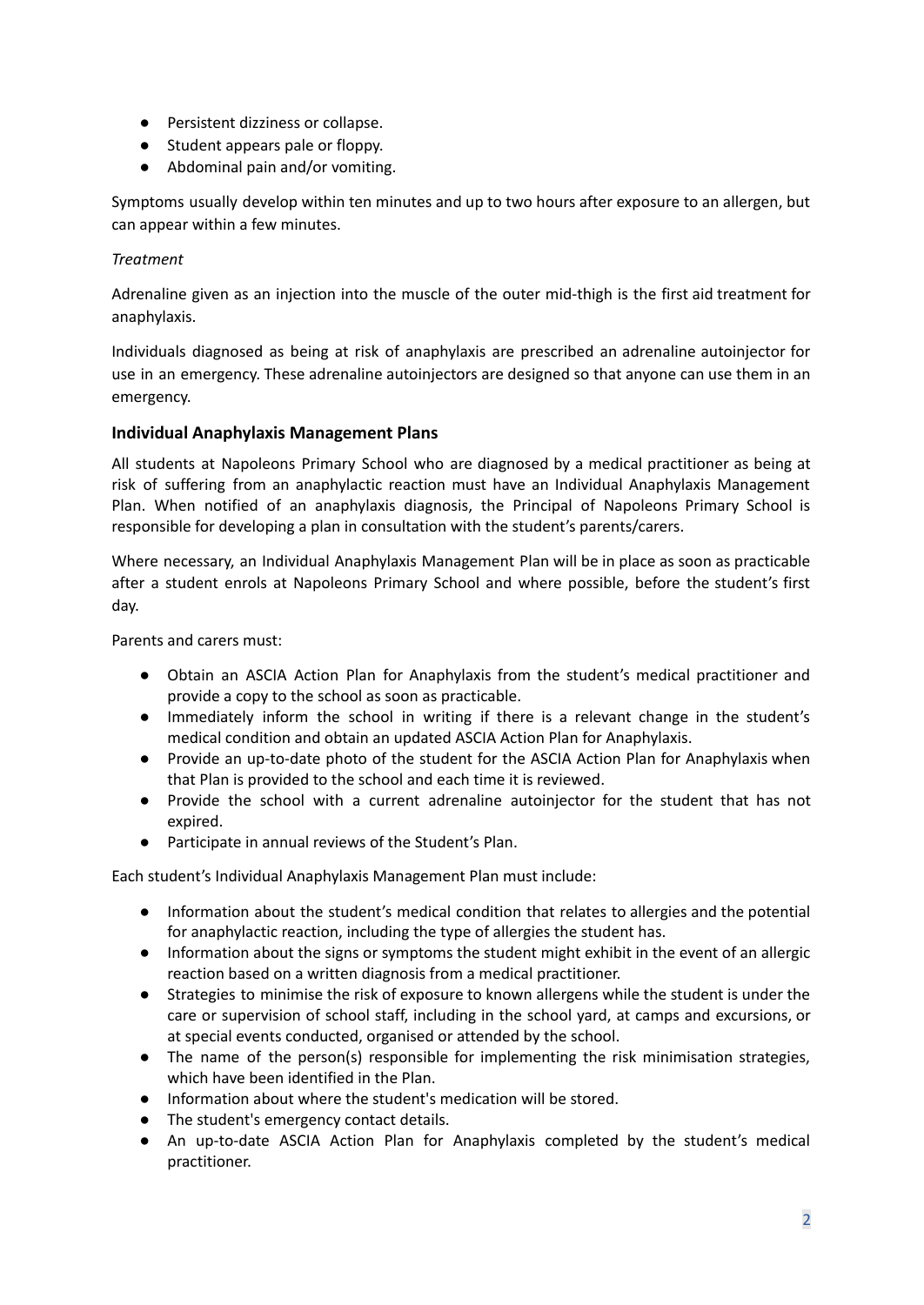- Persistent dizziness or collapse.
- Student appears pale or floppy.
- Abdominal pain and/or vomiting.

Symptoms usually develop within ten minutes and up to two hours after exposure to an allergen, but can appear within a few minutes.

*Treatment*

Adrenaline given as an injection into the muscle of the outer mid-thigh is the first aid treatment for anaphylaxis.

Individuals diagnosed as being at risk of anaphylaxis are prescribed an adrenaline autoinjector for use in an emergency. These adrenaline autoinjectors are designed so that anyone can use them in an emergency.

### Individual Anaphylaxis Management Plans

All students at Napoleons Primary School who are diagnosed by a medical practitioner as being at risk of suffering from an anaphylactic reaction must have an Individual Anaphylaxis Management Plan. When notified of an anaphylaxis diagnosis, the Principal of Napoleons Primary School is responsible for developing a plan in consultation with the student's parents/carers.

Where necessary, an Individual Anaphylaxis Management Plan will be in place as soon as practicable after a student enrols at Napoleons Primary School and where possible, before the student's first day.

Parents and carers must:

- Obtain an ASCIA Action Plan for Anaphylaxis from the student's medical practitioner and provide a copy to the school as soon as practicable.
- Immediately inform the school in writing if there is a relevant change in the student's medical condition and obtain an updated ASCIA Action Plan for Anaphylaxis.
- Provide an up-to-date photo of the student for the ASCIA Action Plan for Anaphylaxis when that Plan is provided to the school and each time it is reviewed.
- Provide the school with a current adrenaline autoinjector for the student that has not expired.
- Participate in annual reviews of the Student's Plan.

Each student's Individual Anaphylaxis Management Plan must include:

- Information about the student's medical condition that relates to allergies and the potential for anaphylactic reaction, including the type of allergies the student has.
- Information about the signs or symptoms the student might exhibit in the event of an allergic reaction based on a written diagnosis from a medical practitioner.
- Strategies to minimise the risk of exposure to known allergens while the student is under the care or supervision of school staff, including in the school yard, at camps and excursions, or at special events conducted, organised or attended by the school.
- The name of the person(s) responsible for implementing the risk minimisation strategies, which have been identified in the Plan.
- Information about where the student's medication will be stored.
- The student's emergency contact details.
- An up-to-date ASCIA Action Plan for Anaphylaxis completed by the student's medical practitioner.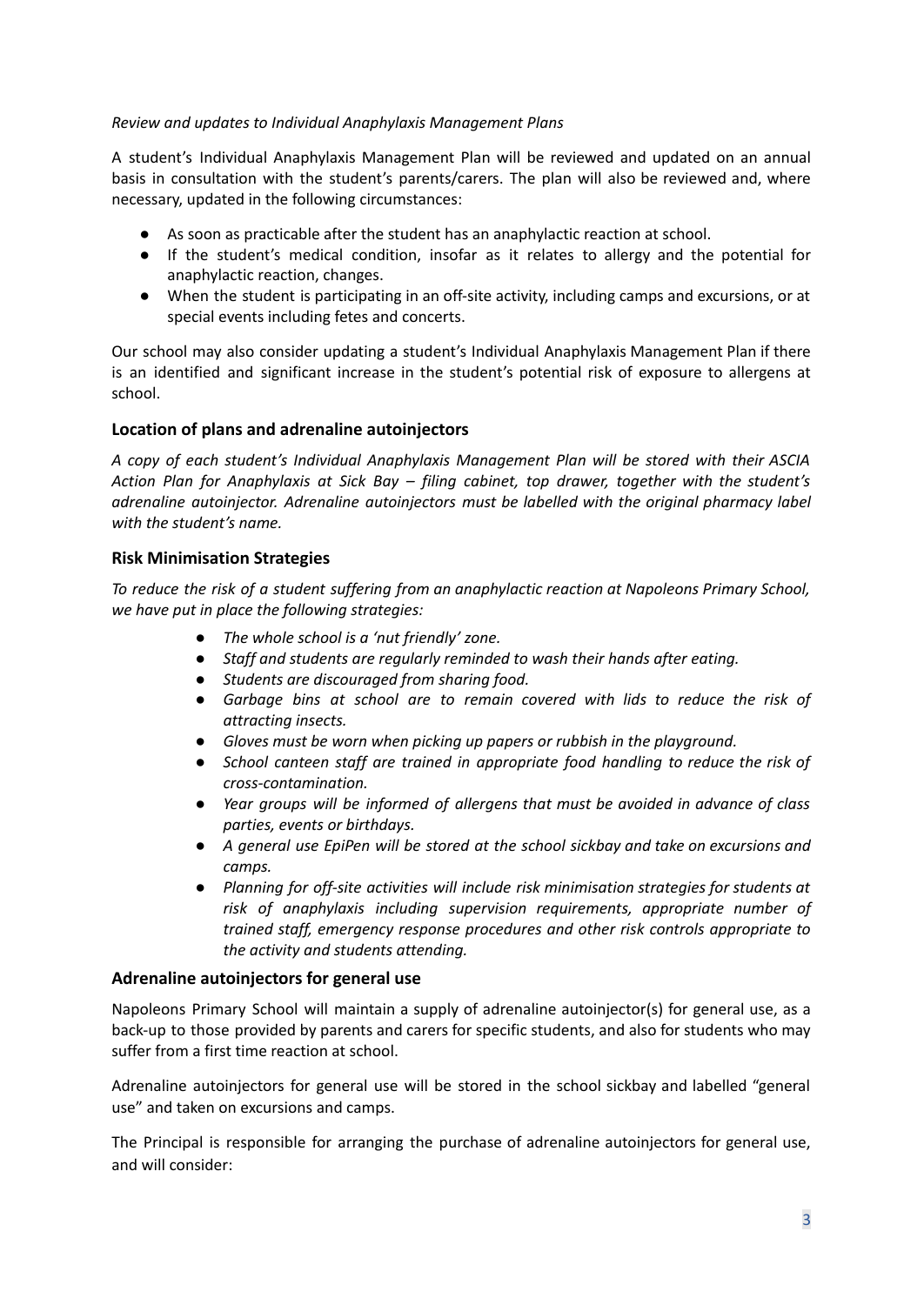*Review and updates to Individual Anaphylaxis Management Plans*

A student's Individual Anaphylaxis Management Plan will be reviewed and updated on an annual basis in consultation with the student's parents/carers. The plan will also be reviewed and, where necessary, updated in the following circumstances:

- As soon as practicable after the student has an anaphylactic reaction at school.
- If the student's medical condition, insofar as it relates to allergy and the potential for anaphylactic reaction, changes.
- When the student is participating in an off-site activity, including camps and excursions, or at special events including fetes and concerts.

Our school may also consider updating a student's Individual Anaphylaxis Management Plan if there is an identified and significant increase in the student's potential risk of exposure to allergens at school.

### Location of plans and adrenaline autoinjectors

*A copy of each student's Individual Anaphylaxis Management Plan will be stored with their ASCIA Action Plan for Anaphylaxis at Sick Bay – filing cabinet, top drawer, together with the student's adrenaline autoinjector. Adrenaline autoinjectors must be labelled with the original pharmacy label with the student's name.*

### Risk Minimisation Strategies

*To reduce the risk of a student suffering from an anaphylactic reaction at Napoleons Primary School, we have put in place the following strategies:*

- *The whole school is a 'nut friendly' zone.*
- *Staff and students are regularly reminded to wash their hands after eating.*
- *Students are discouraged from sharing food.*
- *Garbage bins at school are to remain covered with lids to reduce the risk of attracting insects.*
- *Gloves must be worn when picking up papers or rubbish in the playground.*
- *School canteen staff are trained in appropriate food handling to reduce the risk of cross-contamination.*
- *Year groups will be informed of allergens that must be avoided in advance of class parties, events or birthdays.*
- *A general use EpiPen will be stored at the school sickbay and take on excursions and camps.*
- *Planning for off-site activities will include risk minimisation strategies for students at risk of anaphylaxis including supervision requirements, appropriate number of trained staff, emergency response procedures and other risk controls appropriate to the activity and students attending.*

### Adrenaline autoinjectors for general use

Napoleons Primary School will maintain a supply of adrenaline autoinjector(s) for general use, as a back-up to those provided by parents and carers for specific students, and also for students who may suffer from a first time reaction at school.

Adrenaline autoinjectors for general use will be stored in the school sickbay and labelled "general use" and taken on excursions and camps.

The Principal is responsible for arranging the purchase of adrenaline autoinjectors for general use, and will consider: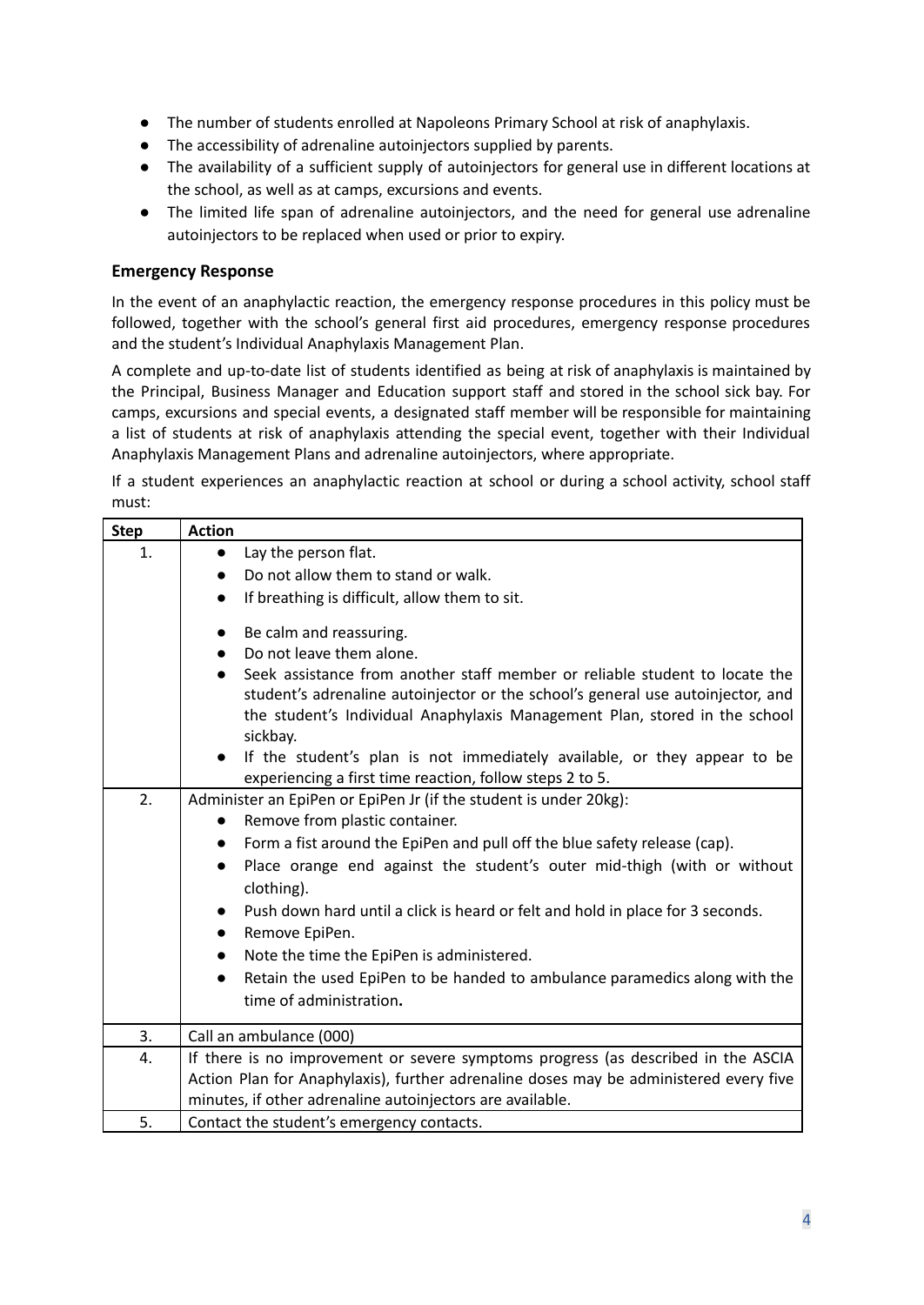- The number of students enrolled at Napoleons Primary School at risk of anaphylaxis.
- The accessibility of adrenaline autoinjectors supplied by parents.
- The availability of a sufficient supply of autoinjectors for general use in different locations at the school, as well as at camps, excursions and events.
- The limited life span of adrenaline autoinjectors, and the need for general use adrenaline autoinjectors to be replaced when used or prior to expiry.

### Emergency Response

In the event of an anaphylactic reaction, the emergency response procedures in this policy must be followed, together with the school's general first aid procedures, emergency response procedures and the student's Individual Anaphylaxis Management Plan.

A complete and up-to-date list of students identified as being at risk of anaphylaxis is maintained by the Principal, Business Manager and Education support staff and stored in the school sick bay. For camps, excursions and special events, a designated staff member will be responsible for maintaining a list of students at risk of anaphylaxis attending the special event, together with their Individual Anaphylaxis Management Plans and adrenaline autoinjectors, where appropriate.

If a student experiences an anaphylactic reaction at school or during a school activity, school staff must:

| Step | Action |
|---|---|
| 1. | • Lay the person flat.<br>• Do not allow them to stand or walk.<br>• If breathing is difficult, allow them to sit.<br>• Be calm and reassuring.<br>• Do not leave them alone.<br>• Seek assistance from another staff member or reliable student to locate the student's adrenaline autoinjector or the school's general use autoinjector, and the student's Individual Anaphylaxis Management Plan, stored in the school sickbay.<br>• If the student's plan is not immediately available, or they appear to be experiencing a first time reaction, follow steps 2 to 5. |
| 2. | Administer an EpiPen or EpiPen Jr (if the student is under 20kg):<br>• Remove from plastic container.<br>• Form a fist around the EpiPen and pull off the blue safety release (cap).<br>• Place orange end against the student's outer mid-thigh (with or without clothing).<br>• Push down hard until a click is heard or felt and hold in place for 3 seconds.<br>• Remove EpiPen.<br>• Note the time the EpiPen is administered.<br>• Retain the used EpiPen to be handed to ambulance paramedics along with the time of administration**.** |
| 3. | Call an ambulance (000) |
| 4. | If there is no improvement or severe symptoms progress (as described in the ASCIA Action Plan for Anaphylaxis), further adrenaline doses may be administered every five minutes, if other adrenaline autoinjectors are available. |
| 5. | Contact the student's emergency contacts. |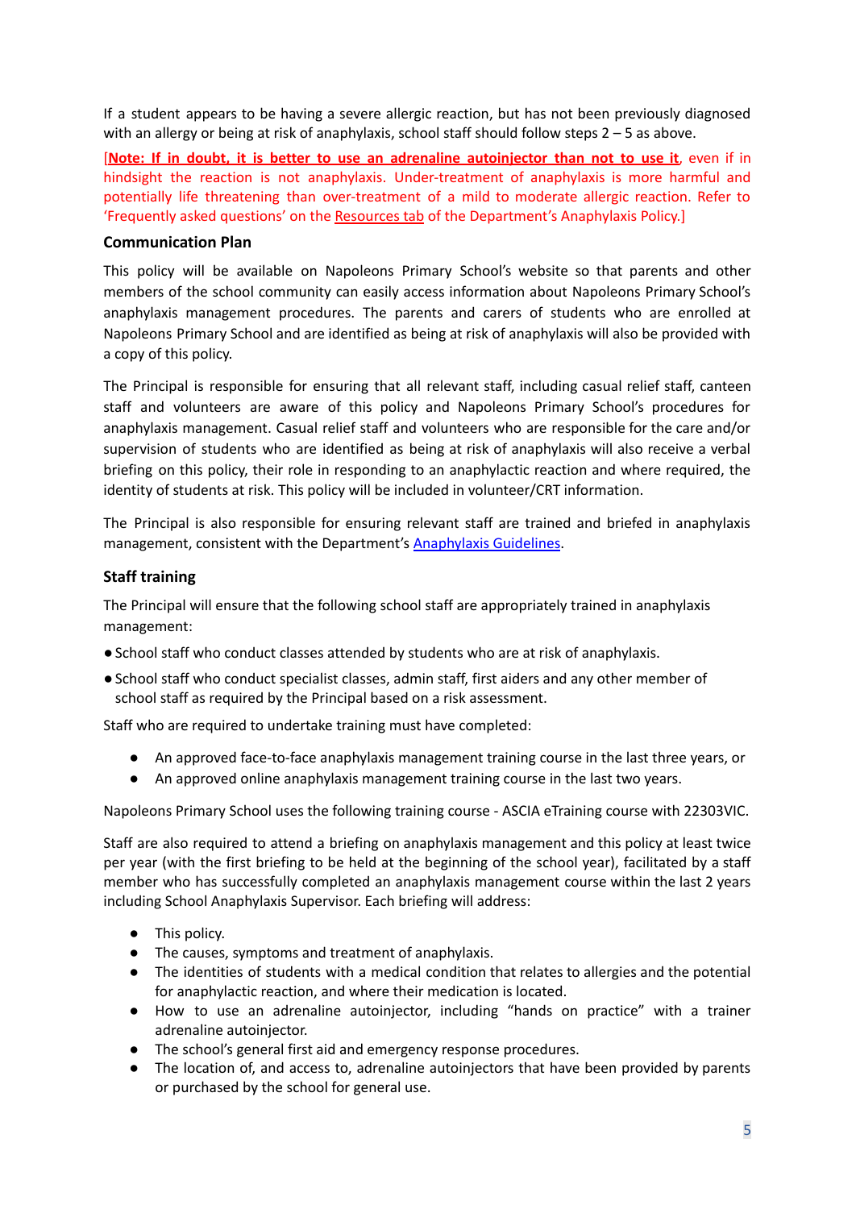If a student appears to be having a severe allergic reaction, but has not been previously diagnosed with an allergy or being at risk of anaphylaxis, school staff should follow steps 2 – 5 as above.

[**Note: If in doubt, it is better to use an adrenaline autoinjector than not to use it**, even if in hindsight the reaction is not anaphylaxis. Under-treatment of anaphylaxis is more harmful and potentially life threatening than over-treatment of a mild to moderate allergic reaction. Refer to 'Frequently asked questions' on the Resources tab of the Department's Anaphylaxis Policy.]

### Communication Plan

This policy will be available on Napoleons Primary School's website so that parents and other members of the school community can easily access information about Napoleons Primary School's anaphylaxis management procedures. The parents and carers of students who are enrolled at Napoleons Primary School and are identified as being at risk of anaphylaxis will also be provided with a copy of this policy.

The Principal is responsible for ensuring that all relevant staff, including casual relief staff, canteen staff and volunteers are aware of this policy and Napoleons Primary School's procedures for anaphylaxis management. Casual relief staff and volunteers who are responsible for the care and/or supervision of students who are identified as being at risk of anaphylaxis will also receive a verbal briefing on this policy, their role in responding to an anaphylactic reaction and where required, the identity of students at risk. This policy will be included in volunteer/CRT information.

The Principal is also responsible for ensuring relevant staff are trained and briefed in anaphylaxis management, consistent with the Department's Anaphylaxis Guidelines.

### Staff training

The Principal will ensure that the following school staff are appropriately trained in anaphylaxis management:

- School staff who conduct classes attended by students who are at risk of anaphylaxis.
- School staff who conduct specialist classes, admin staff, first aiders and any other member of school staff as required by the Principal based on a risk assessment.

Staff who are required to undertake training must have completed:

- An approved face-to-face anaphylaxis management training course in the last three years, or
- An approved online anaphylaxis management training course in the last two years.

Napoleons Primary School uses the following training course - ASCIA eTraining course with 22303VIC.

Staff are also required to attend a briefing on anaphylaxis management and this policy at least twice per year (with the first briefing to be held at the beginning of the school year), facilitated by a staff member who has successfully completed an anaphylaxis management course within the last 2 years including School Anaphylaxis Supervisor. Each briefing will address:

- This policy.
- The causes, symptoms and treatment of anaphylaxis.
- The identities of students with a medical condition that relates to allergies and the potential for anaphylactic reaction, and where their medication is located.
- How to use an adrenaline autoinjector, including "hands on practice" with a trainer adrenaline autoinjector.
- The school's general first aid and emergency response procedures.
- The location of, and access to, adrenaline autoinjectors that have been provided by parents or purchased by the school for general use.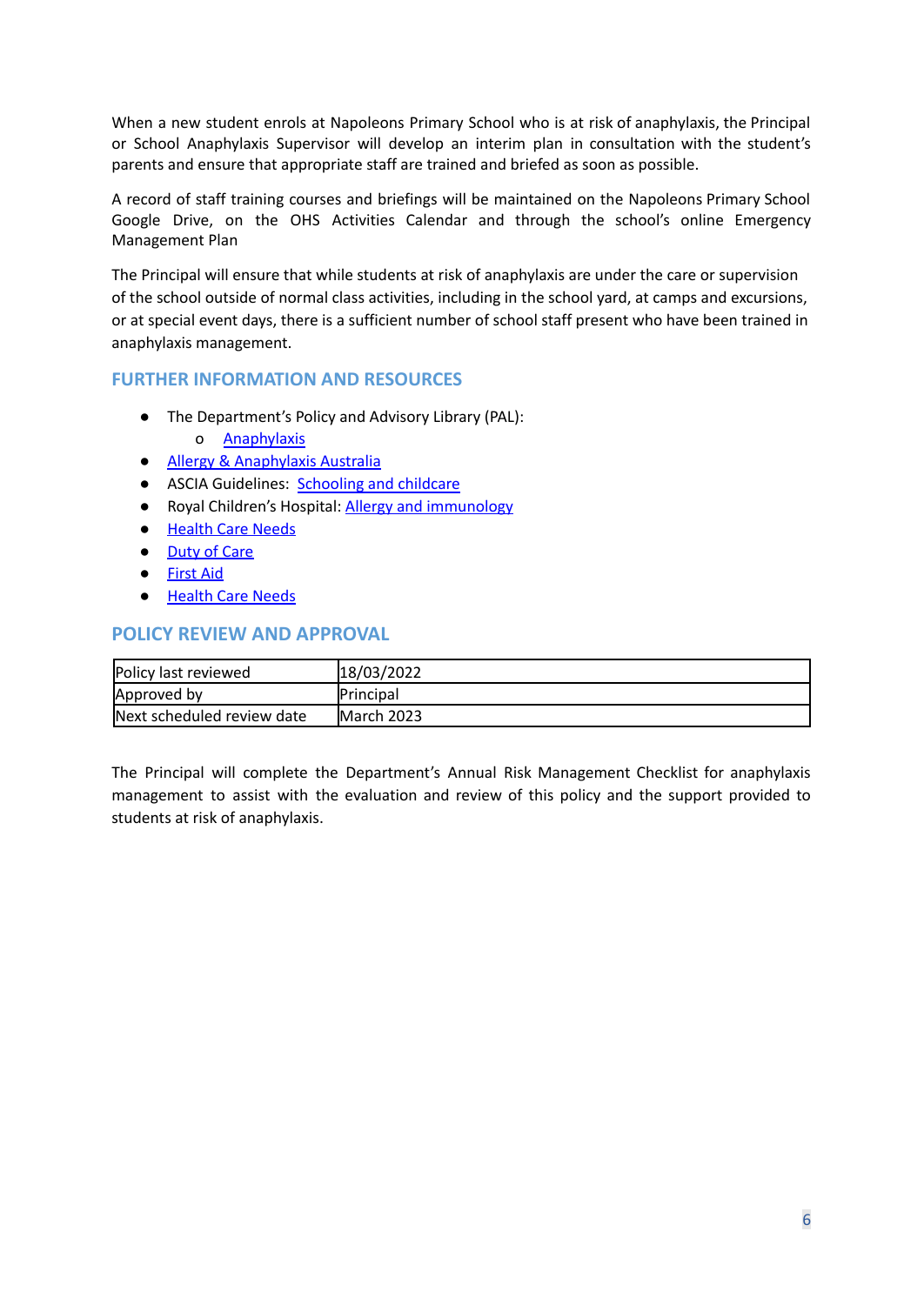When a new student enrols at Napoleons Primary School who is at risk of anaphylaxis, the Principal or School Anaphylaxis Supervisor will develop an interim plan in consultation with the student's parents and ensure that appropriate staff are trained and briefed as soon as possible.

A record of staff training courses and briefings will be maintained on the Napoleons Primary School Google Drive, on the OHS Activities Calendar and through the school's online Emergency Management Plan

The Principal will ensure that while students at risk of anaphylaxis are under the care or supervision of the school outside of normal class activities, including in the school yard, at camps and excursions, or at special event days, there is a sufficient number of school staff present who have been trained in anaphylaxis management.

## FURTHER INFORMATION AND RESOURCES

- The Department's Policy and Advisory Library (PAL):
  - Anaphylaxis
- Allergy & Anaphylaxis Australia
- ASCIA Guidelines: Schooling and childcare
- Royal Children's Hospital: Allergy and immunology
- Health Care Needs
- Duty of Care
- First Aid
- Health Care Needs

## POLICY REVIEW AND APPROVAL

| | |
|---|---|
| Policy last reviewed | 18/03/2022 |
| Approved by | Principal |
| Next scheduled review date | March 2023 |

The Principal will complete the Department's Annual Risk Management Checklist for anaphylaxis management to assist with the evaluation and review of this policy and the support provided to students at risk of anaphylaxis.